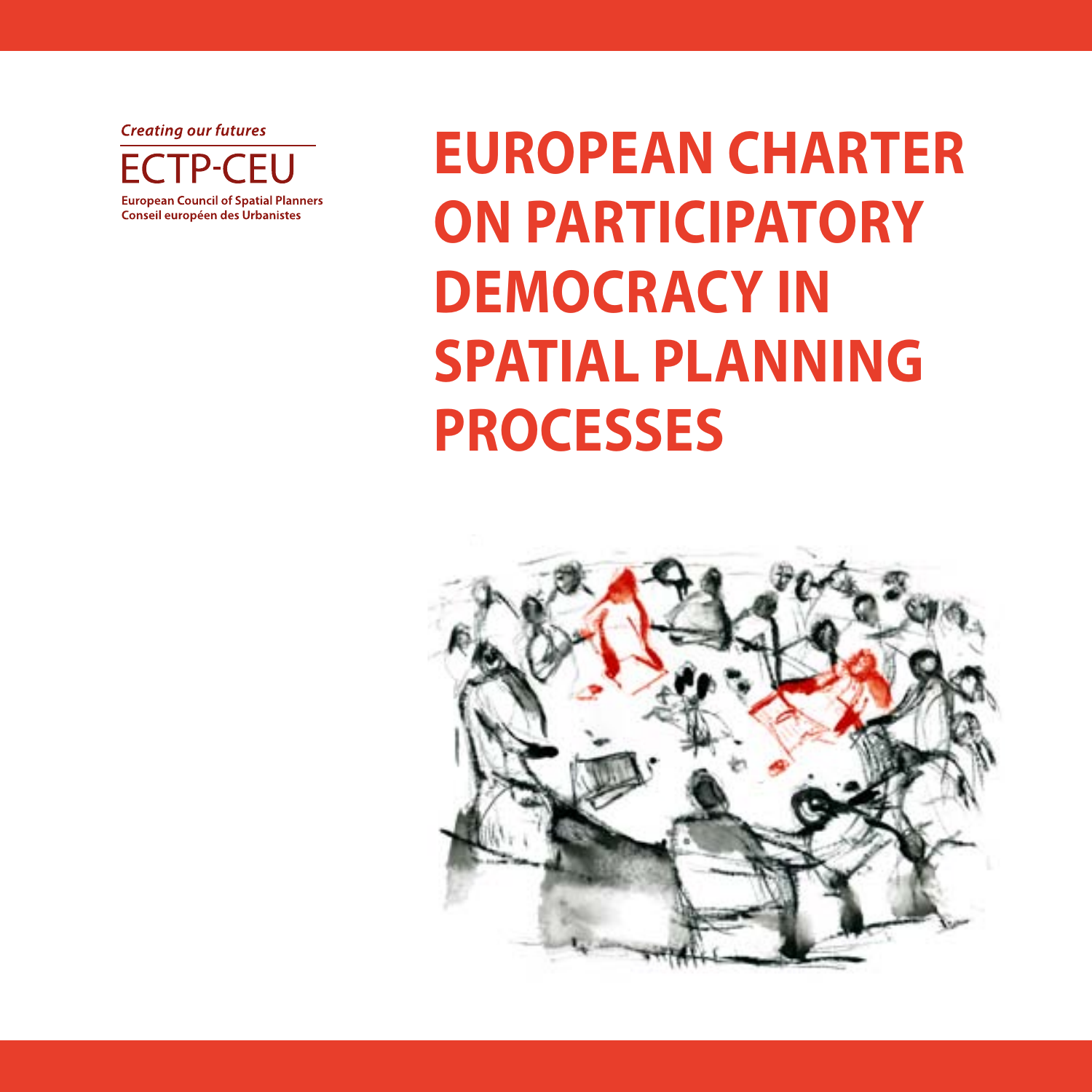*Creating our futures*

ECTP-CEU

**European Council of Spatial Planners**
**Conseil européen des Urbanistes**

# EUROPEAN CHARTER ON PARTICIPATORY DEMOCRACY IN SPATIAL PLANNING PROCESSES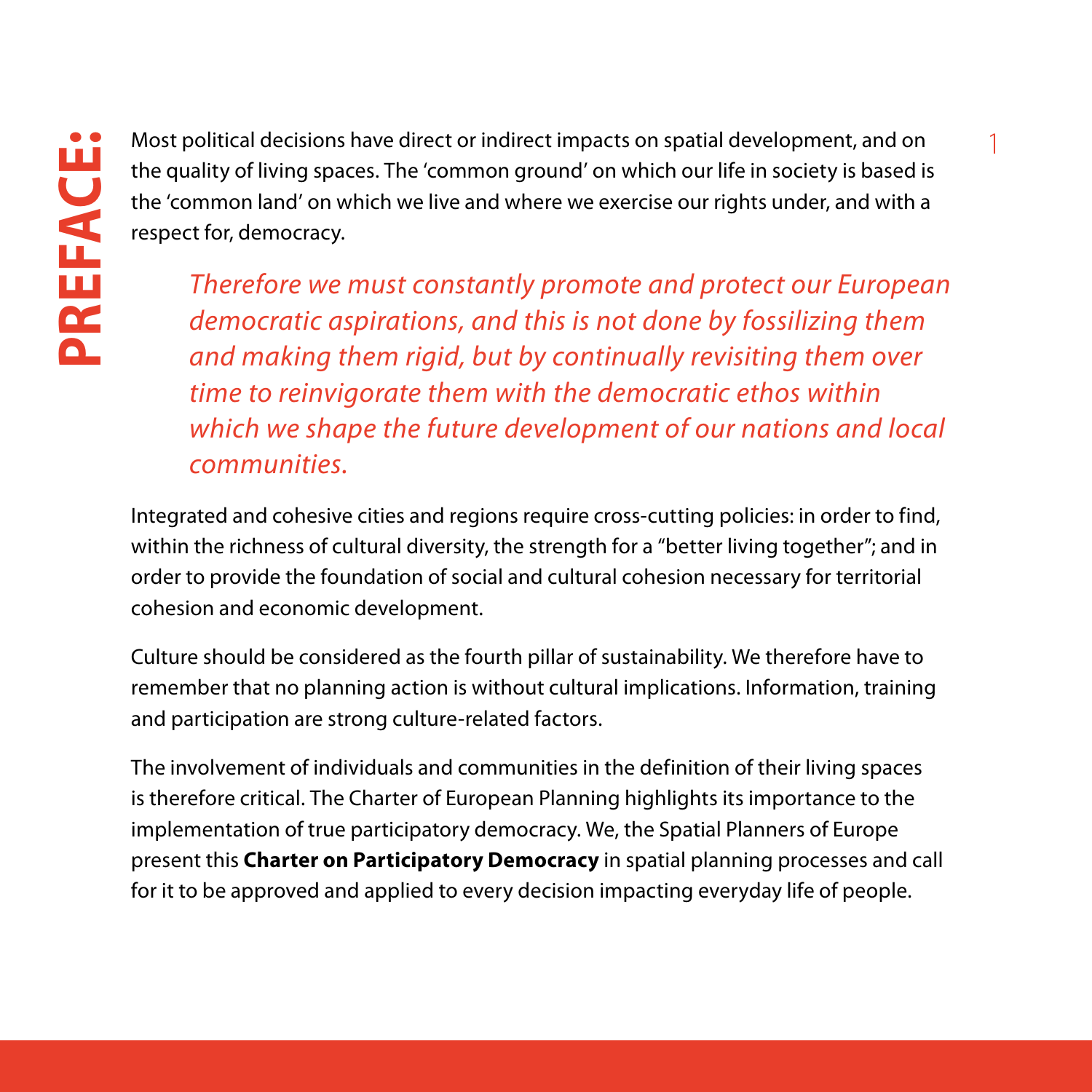# PREFACE:

Most political decisions have direct or indirect impacts on spatial development, and on the quality of living spaces. The 'common ground' on which our life in society is based is the 'common land' on which we live and where we exercise our rights under, and with a respect for, democracy.

*Therefore we must constantly promote and protect our European democratic aspirations, and this is not done by fossilizing them and making them rigid, but by continually revisiting them over time to reinvigorate them with the democratic ethos within which we shape the future development of our nations and local communities.*

Integrated and cohesive cities and regions require cross-cutting policies: in order to find, within the richness of cultural diversity, the strength for a "better living together"; and in order to provide the foundation of social and cultural cohesion necessary for territorial cohesion and economic development.

Culture should be considered as the fourth pillar of sustainability. We therefore have to remember that no planning action is without cultural implications. Information, training and participation are strong culture-related factors.

The involvement of individuals and communities in the definition of their living spaces is therefore critical. The Charter of European Planning highlights its importance to the implementation of true participatory democracy. We, the Spatial Planners of Europe present this **Charter on Participatory Democracy** in spatial planning processes and call for it to be approved and applied to every decision impacting everyday life of people.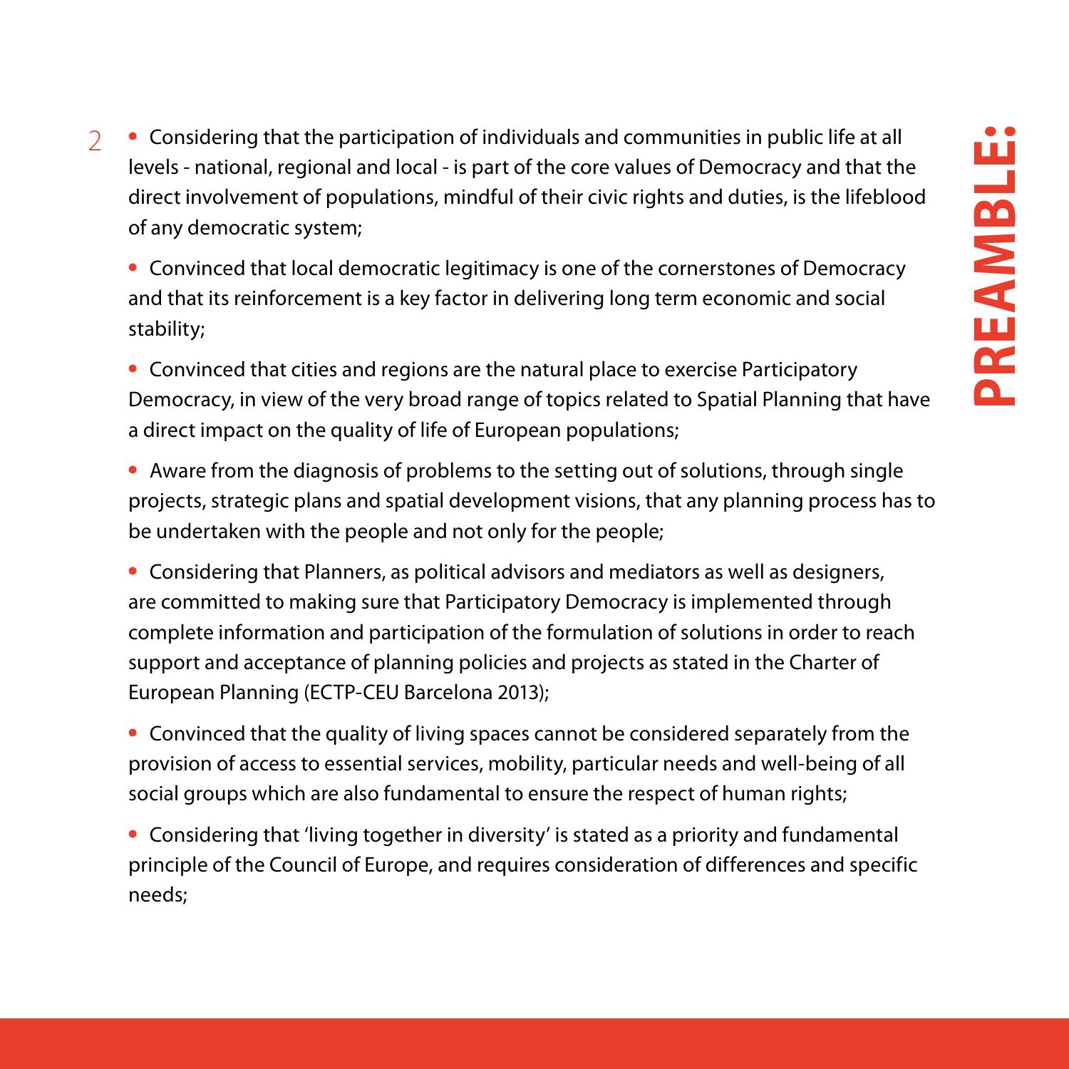## PREAMBLE:

- Considering that the participation of individuals and communities in public life at all levels - national, regional and local - is part of the core values of Democracy and that the direct involvement of populations, mindful of their civic rights and duties, is the lifeblood of any democratic system;

- Convinced that local democratic legitimacy is one of the cornerstones of Democracy and that its reinforcement is a key factor in delivering long term economic and social stability;

- Convinced that cities and regions are the natural place to exercise Participatory Democracy, in view of the very broad range of topics related to Spatial Planning that have a direct impact on the quality of life of European populations;

- Aware from the diagnosis of problems to the setting out of solutions, through single projects, strategic plans and spatial development visions, that any planning process has to be undertaken with the people and not only for the people;

- Considering that Planners, as political advisors and mediators as well as designers, are committed to making sure that Participatory Democracy is implemented through complete information and participation of the formulation of solutions in order to reach support and acceptance of planning policies and projects as stated in the Charter of European Planning (ECTP-CEU Barcelona 2013);

- Convinced that the quality of living spaces cannot be considered separately from the provision of access to essential services, mobility, particular needs and well-being of all social groups which are also fundamental to ensure the respect of human rights;

- Considering that 'living together in diversity' is stated as a priority and fundamental principle of the Council of Europe, and requires consideration of differences and specific needs;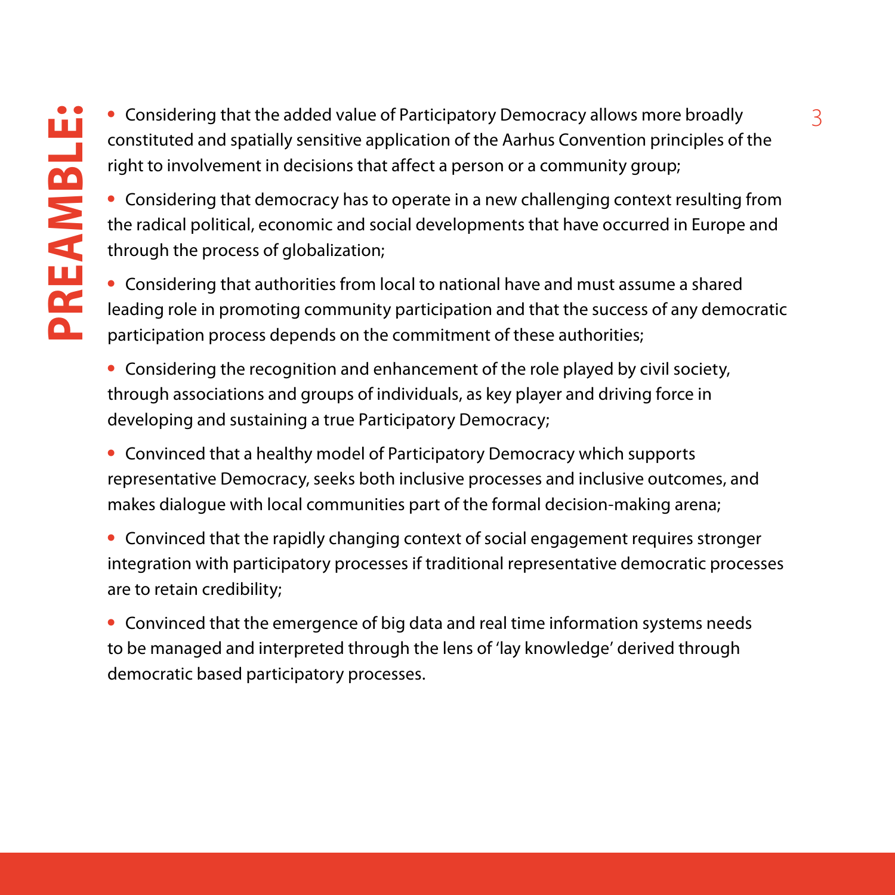# PREAMBLE:

- Considering that the added value of Participatory Democracy allows more broadly constituted and spatially sensitive application of the Aarhus Convention principles of the right to involvement in decisions that affect a person or a community group;

- Considering that democracy has to operate in a new challenging context resulting from the radical political, economic and social developments that have occurred in Europe and through the process of globalization;

- Considering that authorities from local to national have and must assume a shared leading role in promoting community participation and that the success of any democratic participation process depends on the commitment of these authorities;

- Considering the recognition and enhancement of the role played by civil society, through associations and groups of individuals, as key player and driving force in developing and sustaining a true Participatory Democracy;

- Convinced that a healthy model of Participatory Democracy which supports representative Democracy, seeks both inclusive processes and inclusive outcomes, and makes dialogue with local communities part of the formal decision-making arena;

- Convinced that the rapidly changing context of social engagement requires stronger integration with participatory processes if traditional representative democratic processes are to retain credibility;

- Convinced that the emergence of big data and real time information systems needs to be managed and interpreted through the lens of 'lay knowledge' derived through democratic based participatory processes.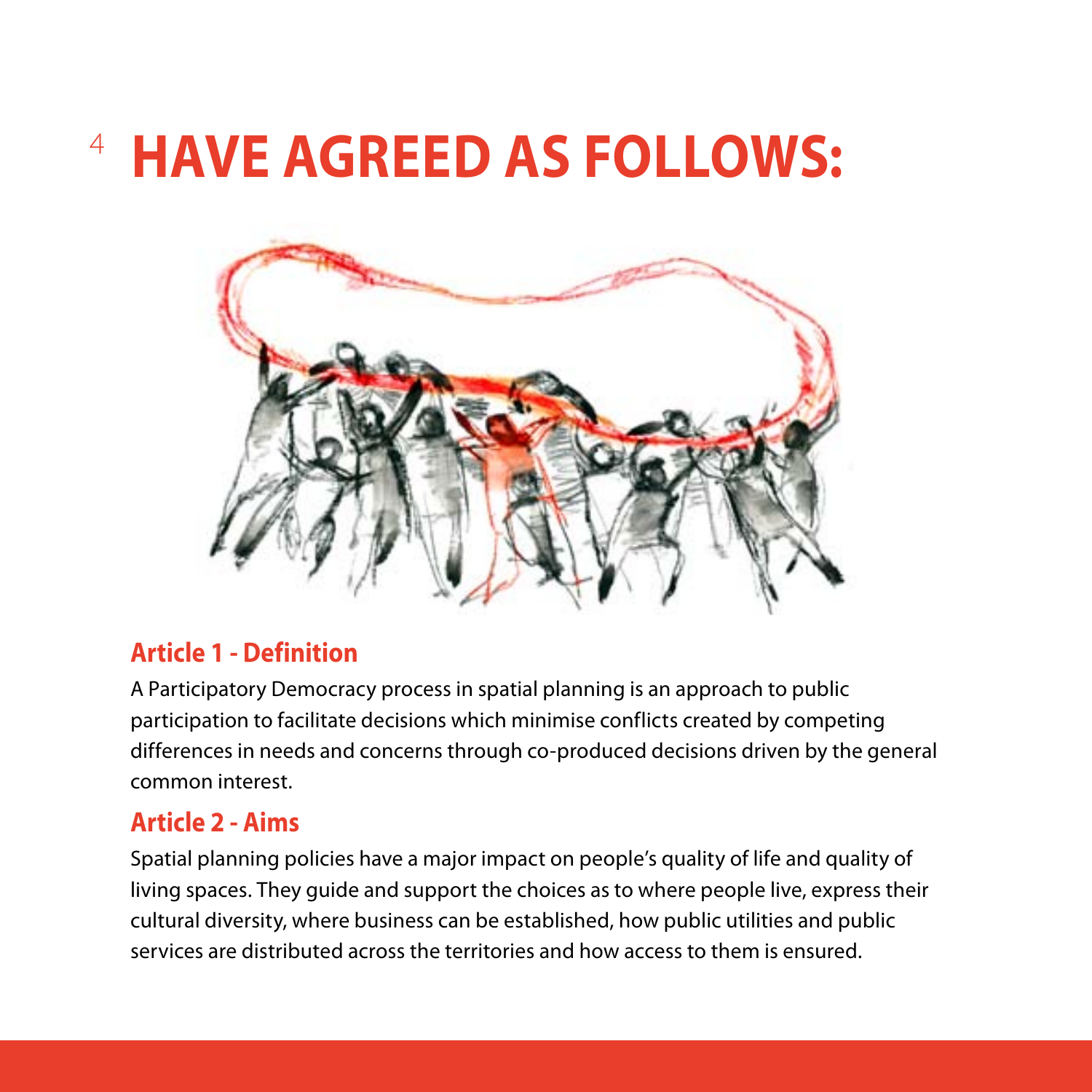# HAVE AGREED AS FOLLOWS:

## Article 1 - Definition

A Participatory Democracy process in spatial planning is an approach to public participation to facilitate decisions which minimise conflicts created by competing differences in needs and concerns through co-produced decisions driven by the general common interest.

## Article 2 - Aims

Spatial planning policies have a major impact on people's quality of life and quality of living spaces. They guide and support the choices as to where people live, express their cultural diversity, where business can be established, how public utilities and public services are distributed across the territories and how access to them is ensured.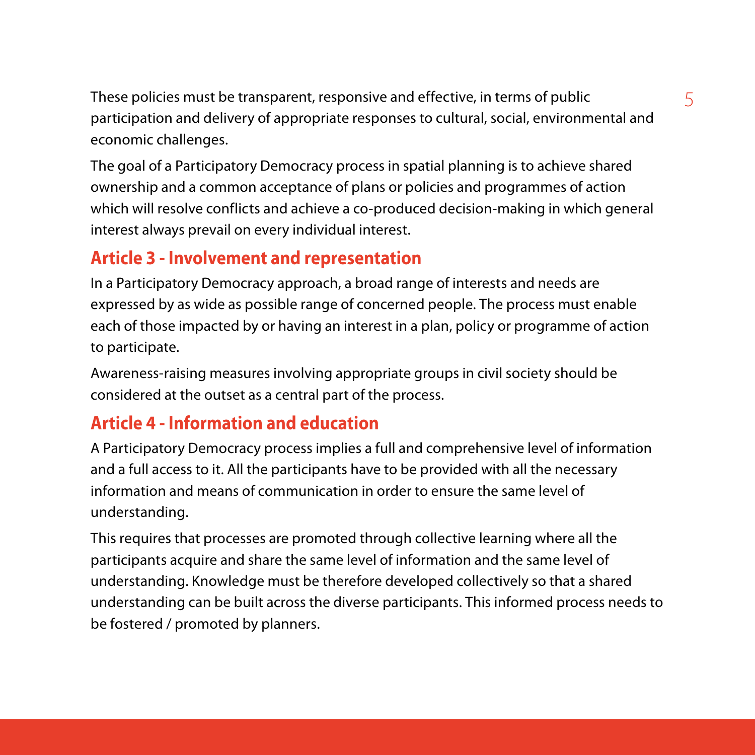These policies must be transparent, responsive and effective, in terms of public participation and delivery of appropriate responses to cultural, social, environmental and economic challenges.

The goal of a Participatory Democracy process in spatial planning is to achieve shared ownership and a common acceptance of plans or policies and programmes of action which will resolve conflicts and achieve a co-produced decision-making in which general interest always prevail on every individual interest.

## Article 3 - Involvement and representation

In a Participatory Democracy approach, a broad range of interests and needs are expressed by as wide as possible range of concerned people. The process must enable each of those impacted by or having an interest in a plan, policy or programme of action to participate.

Awareness-raising measures involving appropriate groups in civil society should be considered at the outset as a central part of the process.

## Article 4 - Information and education

A Participatory Democracy process implies a full and comprehensive level of information and a full access to it. All the participants have to be provided with all the necessary information and means of communication in order to ensure the same level of understanding.

This requires that processes are promoted through collective learning where all the participants acquire and share the same level of information and the same level of understanding. Knowledge must be therefore developed collectively so that a shared understanding can be built across the diverse participants. This informed process needs to be fostered / promoted by planners.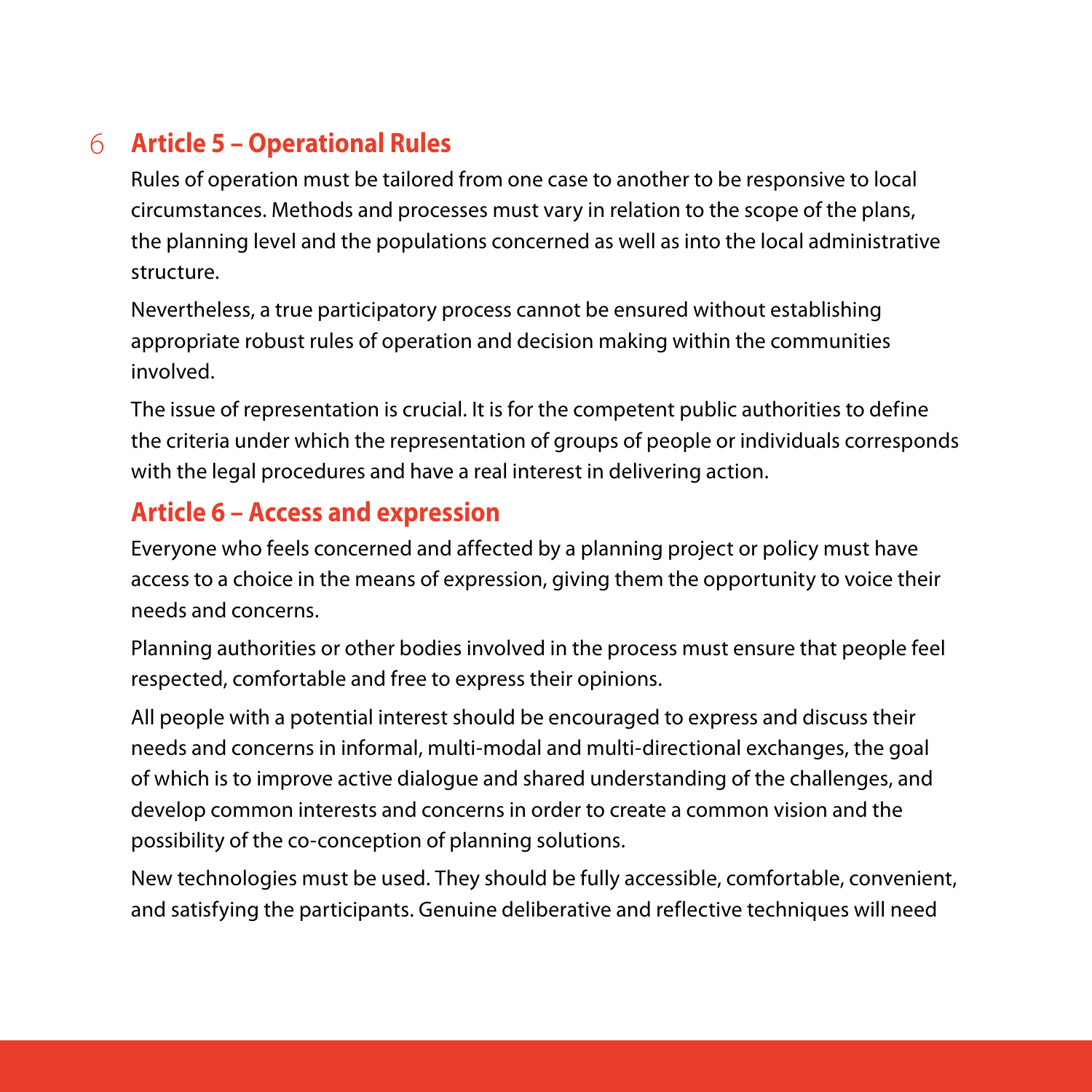## Article 5 – Operational Rules

Rules of operation must be tailored from one case to another to be responsive to local circumstances. Methods and processes must vary in relation to the scope of the plans, the planning level and the populations concerned as well as into the local administrative structure.

Nevertheless, a true participatory process cannot be ensured without establishing appropriate robust rules of operation and decision making within the communities involved.

The issue of representation is crucial. It is for the competent public authorities to define the criteria under which the representation of groups of people or individuals corresponds with the legal procedures and have a real interest in delivering action.

## Article 6 – Access and expression

Everyone who feels concerned and affected by a planning project or policy must have access to a choice in the means of expression, giving them the opportunity to voice their needs and concerns.

Planning authorities or other bodies involved in the process must ensure that people feel respected, comfortable and free to express their opinions.

All people with a potential interest should be encouraged to express and discuss their needs and concerns in informal, multi-modal and multi-directional exchanges, the goal of which is to improve active dialogue and shared understanding of the challenges, and develop common interests and concerns in order to create a common vision and the possibility of the co-conception of planning solutions.

New technologies must be used. They should be fully accessible, comfortable, convenient, and satisfying the participants. Genuine deliberative and reflective techniques will need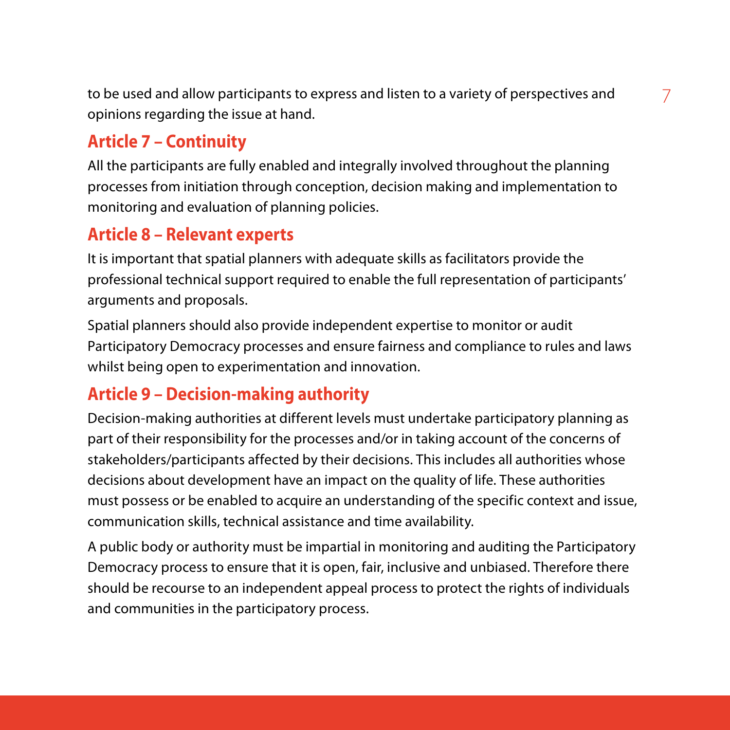to be used and allow participants to express and listen to a variety of perspectives and opinions regarding the issue at hand.

## Article 7 – Continuity

All the participants are fully enabled and integrally involved throughout the planning processes from initiation through conception, decision making and implementation to monitoring and evaluation of planning policies.

## Article 8 – Relevant experts

It is important that spatial planners with adequate skills as facilitators provide the professional technical support required to enable the full representation of participants' arguments and proposals.

Spatial planners should also provide independent expertise to monitor or audit Participatory Democracy processes and ensure fairness and compliance to rules and laws whilst being open to experimentation and innovation.

## Article 9 – Decision-making authority

Decision-making authorities at different levels must undertake participatory planning as part of their responsibility for the processes and/or in taking account of the concerns of stakeholders/participants affected by their decisions. This includes all authorities whose decisions about development have an impact on the quality of life. These authorities must possess or be enabled to acquire an understanding of the specific context and issue, communication skills, technical assistance and time availability.

A public body or authority must be impartial in monitoring and auditing the Participatory Democracy process to ensure that it is open, fair, inclusive and unbiased. Therefore there should be recourse to an independent appeal process to protect the rights of individuals and communities in the participatory process.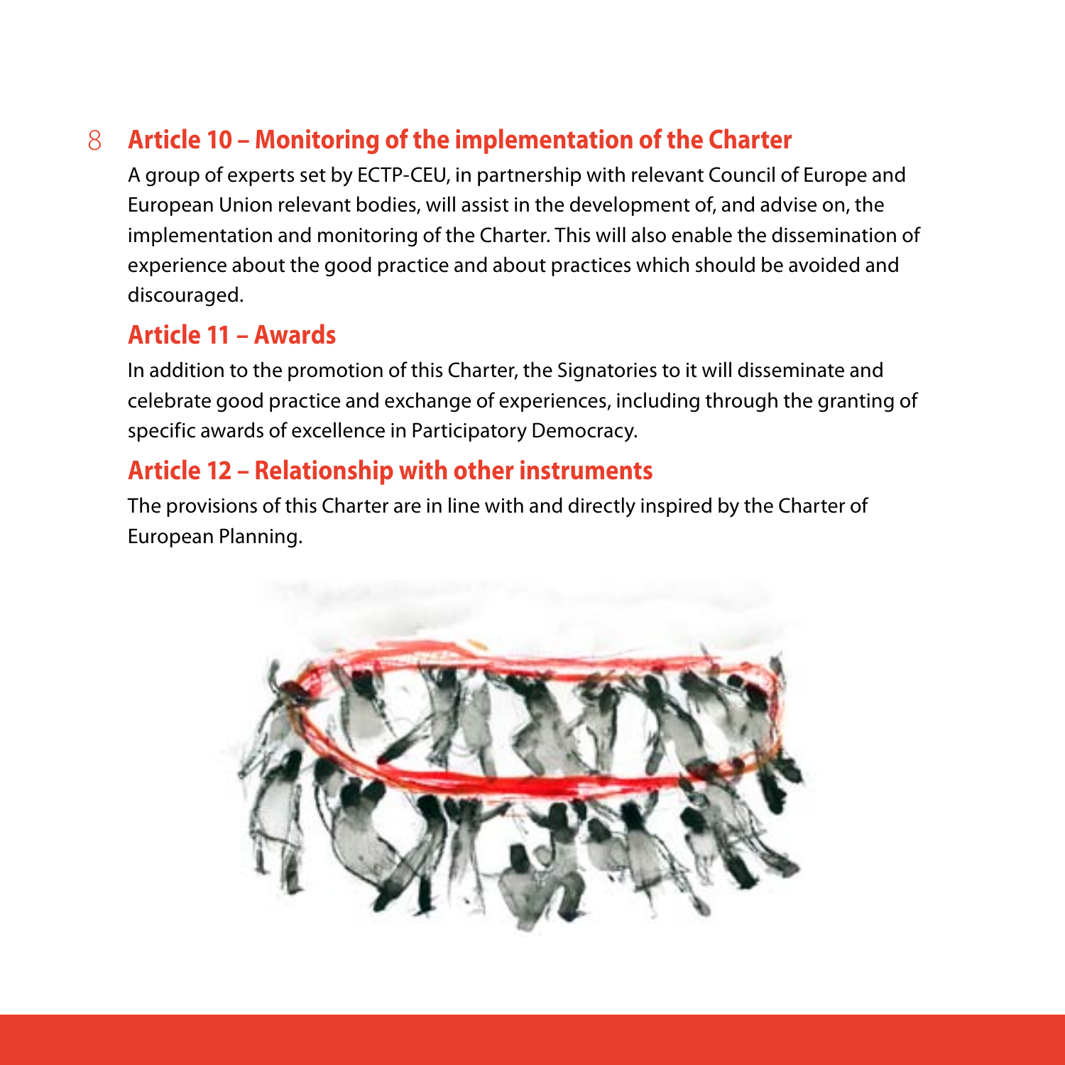## Article 10 – Monitoring of the implementation of the Charter

A group of experts set by ECTP-CEU, in partnership with relevant Council of Europe and European Union relevant bodies, will assist in the development of, and advise on, the implementation and monitoring of the Charter. This will also enable the dissemination of experience about the good practice and about practices which should be avoided and discouraged.

## Article 11 – Awards

In addition to the promotion of this Charter, the Signatories to it will disseminate and celebrate good practice and exchange of experiences, including through the granting of specific awards of excellence in Participatory Democracy.

## Article 12 – Relationship with other instruments

The provisions of this Charter are in line with and directly inspired by the Charter of European Planning.